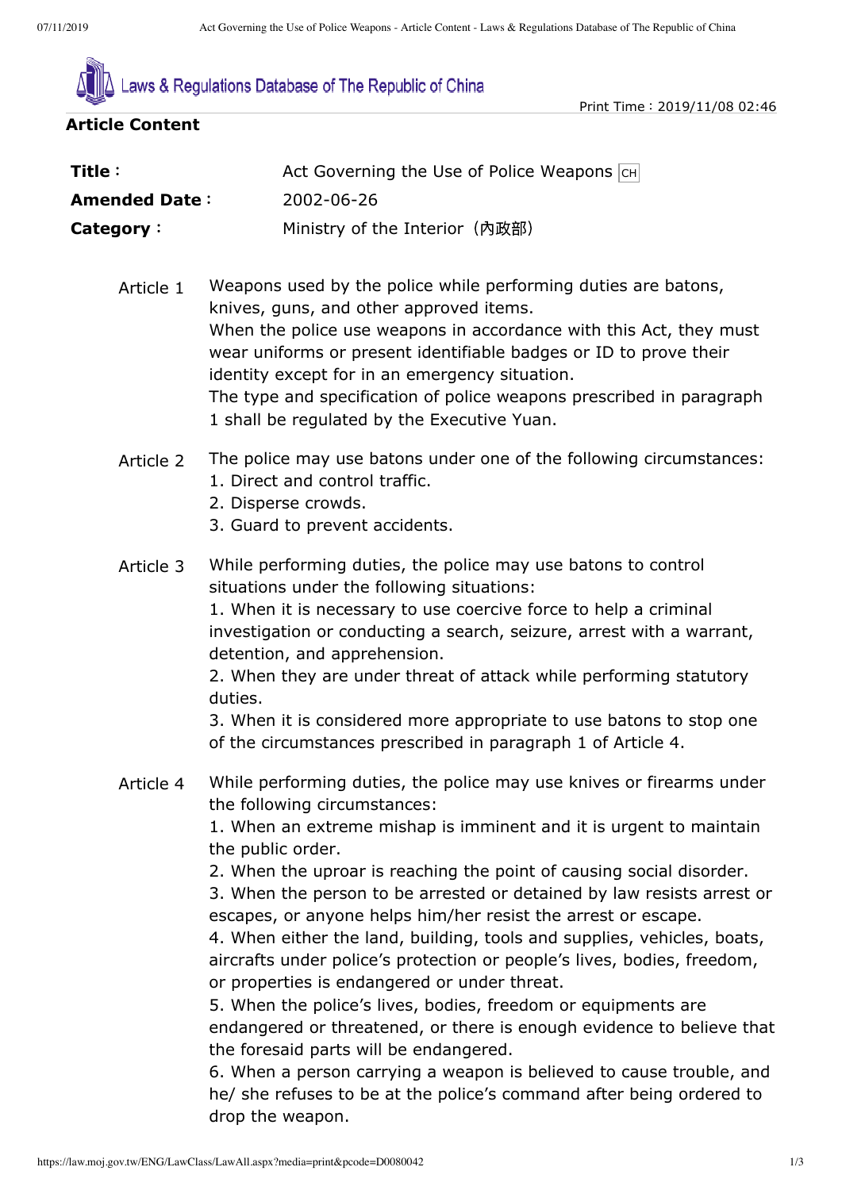Laws & Regulations Database of The Republic of China

Print Time：2019/11/08 02:46

## Article Content

| | |
|---|---|
| **Title：** | Act Governing the Use of Police Weapons CH |
| **Amended Date：** | 2002-06-26 |
| **Category：** | Ministry of the Interior（內政部） |

**Article 1**

Weapons used by the police while performing duties are batons, knives, guns, and other approved items.

When the police use weapons in accordance with this Act, they must wear uniforms or present identifiable badges or ID to prove their identity except for in an emergency situation.

The type and specification of police weapons prescribed in paragraph 1 shall be regulated by the Executive Yuan.

**Article 2**

The police may use batons under one of the following circumstances:

1. Direct and control traffic.
2. Disperse crowds.
3. Guard to prevent accidents.

**Article 3**

While performing duties, the police may use batons to control situations under the following situations:

1. When it is necessary to use coercive force to help a criminal investigation or conducting a search, seizure, arrest with a warrant, detention, and apprehension.
2. When they are under threat of attack while performing statutory duties.
3. When it is considered more appropriate to use batons to stop one of the circumstances prescribed in paragraph 1 of Article 4.

**Article 4**

While performing duties, the police may use knives or firearms under the following circumstances:

1. When an extreme mishap is imminent and it is urgent to maintain the public order.
2. When the uproar is reaching the point of causing social disorder.
3. When the person to be arrested or detained by law resists arrest or escapes, or anyone helps him/her resist the arrest or escape.
4. When either the land, building, tools and supplies, vehicles, boats, aircrafts under police's protection or people's lives, bodies, freedom, or properties is endangered or under threat.
5. When the police's lives, bodies, freedom or equipments are endangered or threatened, or there is enough evidence to believe that the foresaid parts will be endangered.
6. When a person carrying a weapon is believed to cause trouble, and he/ she refuses to be at the police's command after being ordered to drop the weapon.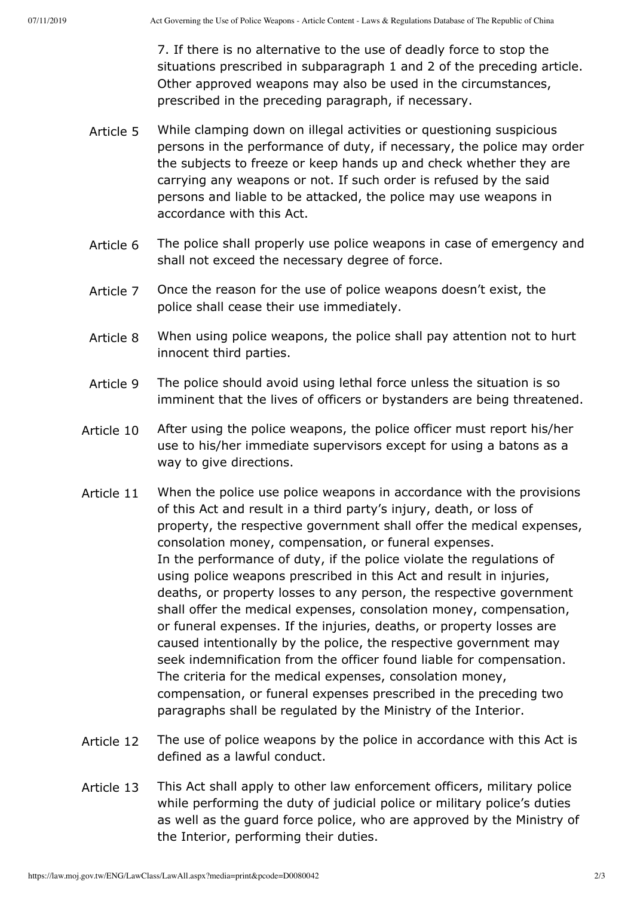7. If there is no alternative to the use of deadly force to stop the situations prescribed in subparagraph 1 and 2 of the preceding article. Other approved weapons may also be used in the circumstances, prescribed in the preceding paragraph, if necessary.

**Article 5** While clamping down on illegal activities or questioning suspicious persons in the performance of duty, if necessary, the police may order the subjects to freeze or keep hands up and check whether they are carrying any weapons or not. If such order is refused by the said persons and liable to be attacked, the police may use weapons in accordance with this Act.

**Article 6** The police shall properly use police weapons in case of emergency and shall not exceed the necessary degree of force.

**Article 7** Once the reason for the use of police weapons doesn't exist, the police shall cease their use immediately.

**Article 8** When using police weapons, the police shall pay attention not to hurt innocent third parties.

**Article 9** The police should avoid using lethal force unless the situation is so imminent that the lives of officers or bystanders are being threatened.

**Article 10** After using the police weapons, the police officer must report his/her use to his/her immediate supervisors except for using a batons as a way to give directions.

**Article 11** When the police use police weapons in accordance with the provisions of this Act and result in a third party's injury, death, or loss of property, the respective government shall offer the medical expenses, consolation money, compensation, or funeral expenses.
In the performance of duty, if the police violate the regulations of using police weapons prescribed in this Act and result in injuries, deaths, or property losses to any person, the respective government shall offer the medical expenses, consolation money, compensation, or funeral expenses. If the injuries, deaths, or property losses are caused intentionally by the police, the respective government may seek indemnification from the officer found liable for compensation.
The criteria for the medical expenses, consolation money, compensation, or funeral expenses prescribed in the preceding two paragraphs shall be regulated by the Ministry of the Interior.

**Article 12** The use of police weapons by the police in accordance with this Act is defined as a lawful conduct.

**Article 13** This Act shall apply to other law enforcement officers, military police while performing the duty of judicial police or military police's duties as well as the guard force police, who are approved by the Ministry of the Interior, performing their duties.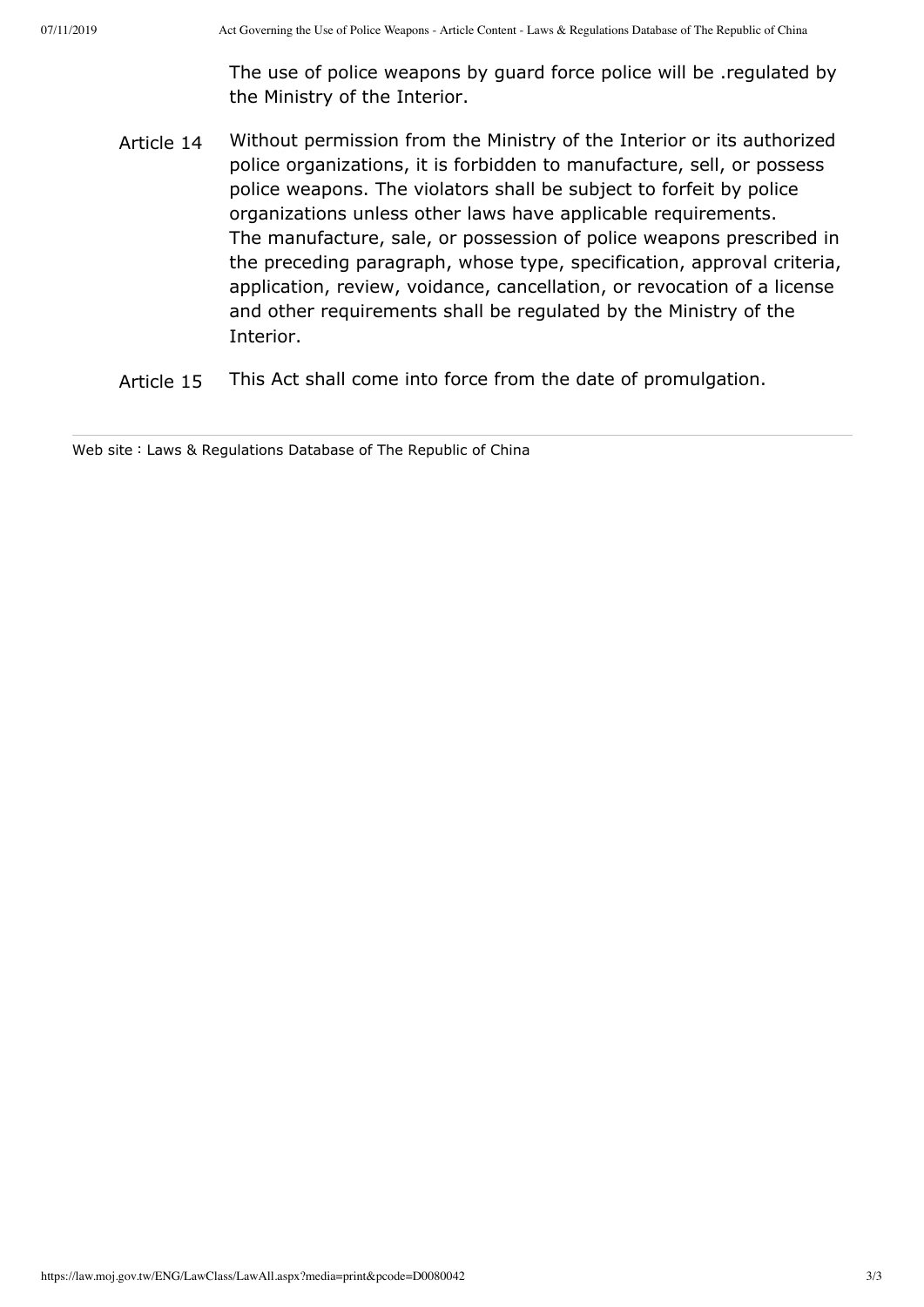The use of police weapons by guard force police will be .regulated by the Ministry of the Interior.

**Article 14** Without permission from the Ministry of the Interior or its authorized police organizations, it is forbidden to manufacture, sell, or possess police weapons. The violators shall be subject to forfeit by police organizations unless other laws have applicable requirements.
The manufacture, sale, or possession of police weapons prescribed in the preceding paragraph, whose type, specification, approval criteria, application, review, voidance, cancellation, or revocation of a license and other requirements shall be regulated by the Ministry of the Interior.

**Article 15** This Act shall come into force from the date of promulgation.

---

Web site：Laws & Regulations Database of The Republic of China